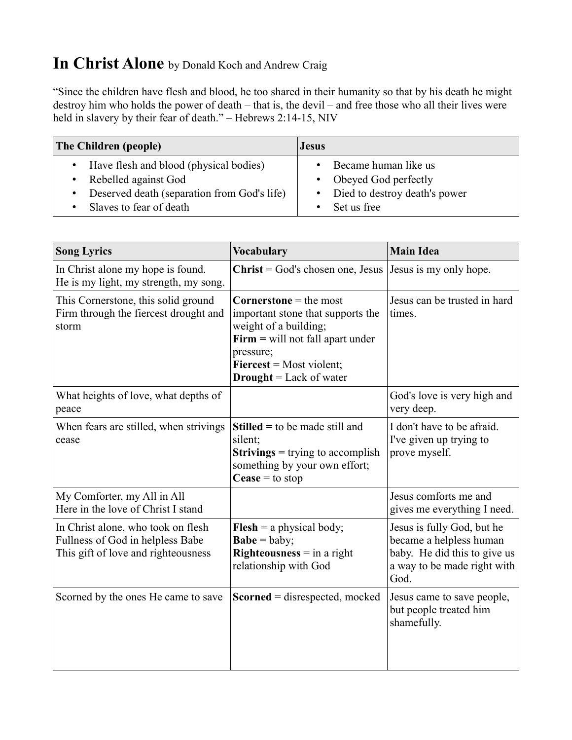# **In Christ Alone** by Donald Koch and Andrew Craig

"Since the children have flesh and blood, he too shared in their humanity so that by his death he might destroy him who holds the power of death – that is, the devil – and free those who all their lives were held in slavery by their fear of death." – Hebrews 2:14-15, NIV

| The Children (people) | Jesus |
|---|---|
| • Have flesh and blood (physical bodies)<br>• Rebelled against God<br>• Deserved death (separation from God's life)<br>• Slaves to fear of death | • Became human like us<br>• Obeyed God perfectly<br>• Died to destroy death's power<br>• Set us free |

| Song Lyrics | Vocabulary | Main Idea |
|---|---|---|
| In Christ alone my hope is found.<br>He is my light, my strength, my song. | **Christ** = God's chosen one, Jesus | Jesus is my only hope. |
| This Cornerstone, this solid ground<br>Firm through the fiercest drought and storm | **Cornerstone** = the most important stone that supports the weight of a building;<br>**Firm =** will not fall apart under pressure;<br>**Fiercest** = Most violent;<br>**Drought** = Lack of water | Jesus can be trusted in hard times. |
| What heights of love, what depths of peace | | God's love is very high and very deep. |
| When fears are stilled, when strivings cease | **Stilled =** to be made still and silent;<br>**Strivings =** trying to accomplish something by your own effort;<br>**Cease** = to stop | I don't have to be afraid. I've given up trying to prove myself. |
| My Comforter, my All in All<br>Here in the love of Christ I stand | | Jesus comforts me and gives me everything I need. |
| In Christ alone, who took on flesh<br>Fullness of God in helpless Babe<br>This gift of love and righteousness | **Flesh** = a physical body;<br>**Babe =** baby;<br>**Righteousness** = in a right relationship with God | Jesus is fully God, but he became a helpless human baby. He did this to give us a way to be made right with God. |
| Scorned by the ones He came to save | **Scorned** = disrespected, mocked | Jesus came to save people, but people treated him shamefully. |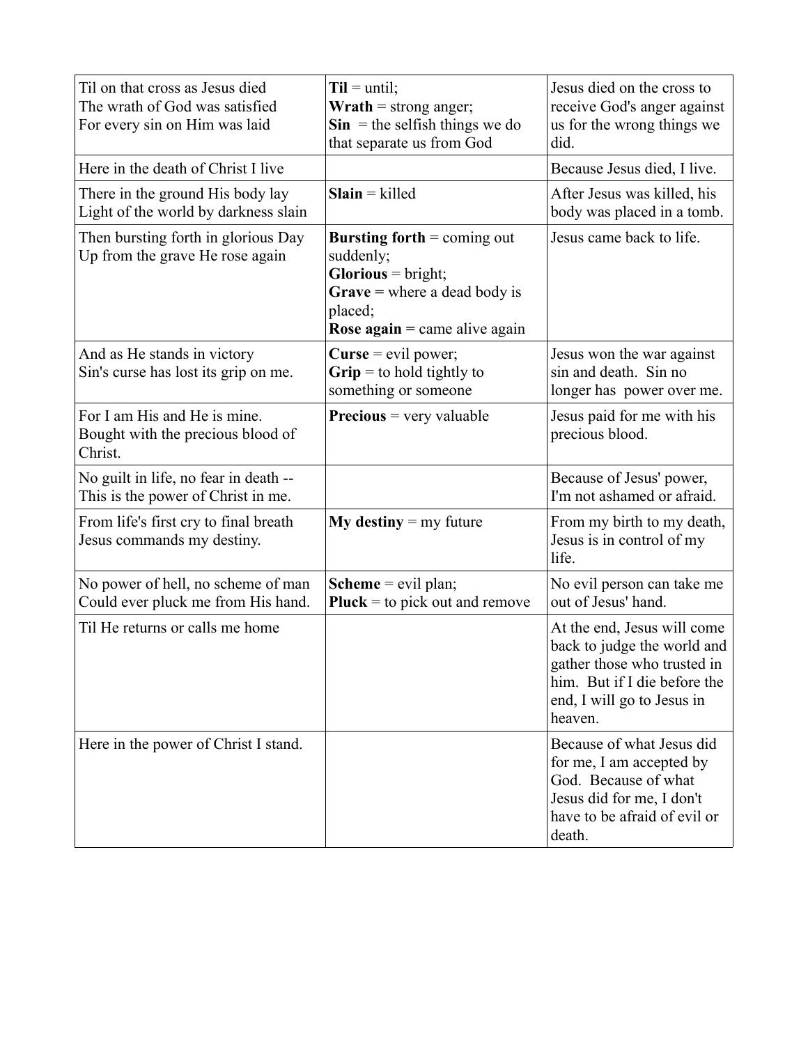| | | |
|---|---|---|
| Til on that cross as Jesus died<br>The wrath of God was satisfied<br>For every sin on Him was laid | **Til** = until;<br>**Wrath** = strong anger;<br>**Sin** = the selfish things we do that separate us from God | Jesus died on the cross to receive God's anger against us for the wrong things we did. |
| Here in the death of Christ I live | | Because Jesus died, I live. |
| There in the ground His body lay<br>Light of the world by darkness slain | **Slain** = killed | After Jesus was killed, his body was placed in a tomb. |
| Then bursting forth in glorious Day<br>Up from the grave He rose again | **Bursting forth** = coming out suddenly;<br>**Glorious** = bright;<br>**Grave =** where a dead body is placed;<br>**Rose again =** came alive again | Jesus came back to life. |
| And as He stands in victory<br>Sin's curse has lost its grip on me. | **Curse** = evil power;<br>**Grip** = to hold tightly to something or someone | Jesus won the war against sin and death. Sin no longer has power over me. |
| For I am His and He is mine.<br>Bought with the precious blood of Christ. | **Precious** = very valuable | Jesus paid for me with his precious blood. |
| No guilt in life, no fear in death --<br>This is the power of Christ in me. | | Because of Jesus' power, I'm not ashamed or afraid. |
| From life's first cry to final breath<br>Jesus commands my destiny. | **My destiny** = my future | From my birth to my death, Jesus is in control of my life. |
| No power of hell, no scheme of man<br>Could ever pluck me from His hand. | **Scheme** = evil plan;<br>**Pluck** = to pick out and remove | No evil person can take me out of Jesus' hand. |
| Til He returns or calls me home | | At the end, Jesus will come back to judge the world and gather those who trusted in him. But if I die before the end, I will go to Jesus in heaven. |
| Here in the power of Christ I stand. | | Because of what Jesus did for me, I am accepted by God. Because of what Jesus did for me, I don't have to be afraid of evil or death. |